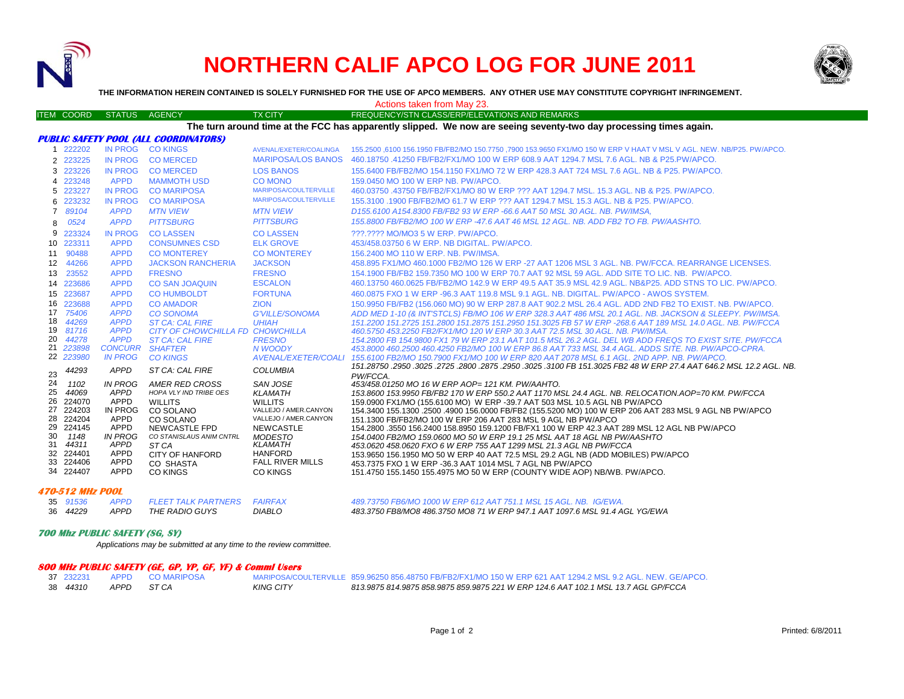# NORTHERN CALIF APCO LOG FOR JUNE 2011

**THE INFORMATION HEREIN CONTAINED IS SOLELY FURNISHED FOR THE USE OF APCO MEMBERS. ANY OTHER USE MAY CONSTITUTE COPYRIGHT INFRINGEMENT.**

Actions taken from May 23.

| ITEM | COORD | STATUS | AGENCY | TX CITY | FREQUENCY/STN CLASS/ERP/ELEVATIONS AND REMARKS |
|---|---|---|---|---|---|

**The turn around time at the FCC has apparently slipped. We now are seeing seventy-two day processing times again.**

### PUBLIC SAFETY POOL (ALL COORDINATORS)

| ITEM | COORD | STATUS | AGENCY | TX CITY | FREQUENCY/STN CLASS/ERP/ELEVATIONS AND REMARKS |
|---|---|---|---|---|---|
| 1 | 222202 | IN PROG | CO KINGS | AVENAL/EXETER/COALINGA | 155.2500 ,6100 156.1950 FB/FB2/MO 150.7750 ,7900 153.9650 FX1/MO 150 W ERP V HAAT V MSL V AGL. NEW. NB/P25. PW/APCO. |
| 2 | 223225 | IN PROG | CO MERCED | MARIPOSA/LOS BANOS | 460.18750 .41250 FB/FB2/FX1/MO 100 W ERP 608.9 AAT 1294.7 MSL 7.6 AGL. NB & P25.PW/APCO. |
| 3 | 223226 | IN PROG | CO MERCED | LOS BANOS | 155.6400 FB/FB2/MO 154.1150 FX1/MO 72 W ERP 428.3 AAT 724 MSL 7.6 AGL. NB & P25. PW/APCO. |
| 4 | 223248 | APPD | MAMMOTH USD | CO MONO | 159.0450 MO 100 W ERP NB. PW/APCO. |
| 5 | 223227 | IN PROG | CO MARIPOSA | MARIPOSA/COULTERVILLE | 460.03750 .43750 FB/FB2/FX1/MO 80 W ERP ??? AAT 1294.7 MSL 15.3 AGL. NB & P25. PW/APCO. |
| 6 | 223232 | IN PROG | CO MARIPOSA | MARIPOSA/COULTERVILLE | 155.3100 .1900 FB/FB2/MO 61.7 W ERP ??? AAT 1294.7 MSL 15.3 AGL. NB & P25. PW/APCO. |
| 7 | *89104* | *APPD* | *MTN VIEW* | *MTN VIEW* | *D155.6100 A154.8300 FB/FB2 93 W ERP -66.6 AAT 50 MSL 30 AGL. NB. PW/IMSA,* |
| 8 | *0524* | *APPD* | *PITTSBURG* | *PITTSBURG* | *155.8800 FB/FB2/MO 100 W ERP -47.6 AAT 46 MSL 12 AGL. NB. ADD FB2 TO FB. PW/AASHTO.* |
| 9 | 223324 | IN PROG | CO LASSEN | CO LASSEN | ???.???? MO/MO3 5 W ERP. PW/APCO. |
| 10 | 223311 | APPD | CONSUMNES CSD | ELK GROVE | 453/458.03750 6 W ERP. NB DIGITAL. PW/APCO. |
| 11 | 90488 | APPD | CO MONTEREY | CO MONTEREY | 156.2400 MO 110 W ERP. NB. PW/IMSA. |
| 12 | 44266 | APPD | JACKSON RANCHERIA | JACKSON | 458.895 FX1/MO 460.1000 FB2/MO 126 W ERP -27 AAT 1206 MSL 3 AGL. NB. PW/FCCA. REARRANGE LICENSES. |
| 13 | 23552 | APPD | FRESNO | FRESNO | 154.1900 FB/FB2 159.7350 MO 100 W ERP 70.7 AAT 92 MSL 59 AGL. ADD SITE TO LIC. NB. PW/APCO. |
| 14 | 223686 | APPD | CO SAN JOAQUIN | ESCALON | 460.13750 460.0625 FB/FB2/MO 142.9 W ERP 49.5 AAT 35.9 MSL 42.9 AGL. NB&P25. ADD STNS TO LIC. PW/APCO. |
| 15 | 223687 | APPD | CO HUMBOLDT | FORTUNA | 460.0875 FXO 1 W ERP -96.3 AAT 119.8 MSL 9.1 AGL. NB. DIGITAL. PW/APCO - AWOS SYSTEM. |
| 16 | 223688 | APPD | CO AMADOR | ZION | 150.9950 FB/FB2 (156.060 MO) 90 W ERP 287.8 AAT 902.2 MSL 26.4 AGL. ADD 2ND FB2 TO EXIST. NB. PW/APCO. |
| 17 | *75406* | *APPD* | *CO SONOMA* | *G'VILLE/SONOMA* | *ADD MED 1-10 (& INT'STCLS) FB/MO 106 W ERP 328.3 AAT 486 MSL 20.1 AGL. NB. JACKSON & SLEEPY. PW/IMSA.* |
| 18 | *44269* | *APPD* | *ST CA: CAL FIRE* | *UHIAH* | *151.2200 151.2725 151.2800 151.2875 151.2950 151.3025 FB 57 W ERP -268.6 AAT 189 MSL 14.0 AGL. NB. PW/FCCA* |
| 19 | *81716* | *APPD* | *CITY OF CHOWCHILLA FD* | *CHOWCHILLA* | *460.5750 453.2250 FB2/FX1/MO 120 W ERP 30.3 AAT 72.5 MSL 30 AGL. NB. PW/IMSA.* |
| 20 | *44278* | *APPD* | *ST CA: CAL FIRE* | *FRESNO* | *154.2800 FB 154.9800 FX1 79 W ERP 23.1 AAT 101.5 MSL 26.2 AGL. DEL WB ADD FREQS TO EXIST SITE. PW/FCCA* |
| 21 | *223898* | *CONCURR* | *SHAFTER* | *N WOODY* | *453.8000 460.2500 460.4250 FB2/MO 100 W ERP 86.8 AAT 733 MSL 34.4 AGL. ADDS SITE. NB. PW/APCO-CPRA.* |
| 22 | *223980* | *IN PROG* | *CO KINGS* | *AVENAL/EXETER/COALI* | *155.6100 FB2/MO 150.7900 FX1/MO 10 W ERP 820 AAT 2078 MSL 6.1 AGL. 2ND APP. NB. PW/APCO.* |
| 23 | *44293* | *APPD* | *ST CA: CAL FIRE* | *COLUMBIA* | *151.28750 .2950 .3025 .2725 .2800 .2875 .2950 .3025 .3100 FB 151.3025 FB2 48 W ERP 27.4 AAT 646.2 MSL 12.2 AGL. NB. PW/FCCA.* |
| 24 | *1102* | *IN PROG* | *AMER RED CROSS* | *SAN JOSE* | *453/458.01250 MO 16 W ERP AOP= 121 KM. PW/AAHTO.* |
| 25 | *44069* | *APPD* | *HOPA VLY IND TRIBE OES* | *KLAMATH* | *153.8600 153.9950 FB/FB2 170 W ERP 550.2 AAT 1170 MSL 24.4 AGL. NB. RELOCATION.AOP=70 KM. PW/FCCA* |
| 26 | 224070 | APPD | WILLITS | WILLITS | 159.0900 FX1/MO (155.6100 MO) W ERP -39.7 AAT 503 MSL 10.5 AGL NB PW/APCO |
| 27 | 224203 | IN PROG | CO SOLANO | VALLEJO / AMER.CANYON | 154.3400 155.1300 .2500 .4900 156.0000 FB/FB2 (155.5200 MO) 100 W ERP 206 AAT 283 MSL 9 AGL NB PW/APCO |
| 28 | 224204 | APPD | CO SOLANO | VALLEJO / AMER.CANYON | 151.1300 FB/FB2/MO 100 W ERP 206 AAT 283 MSL 9 AGL NB PW/APCO |
| 29 | 224145 | APPD | NEWCASTLE FPD | NEWCASTLE | 154.2800 .3550 156.2400 158.8950 159.1200 FB/FX1 100 W ERP 42.3 AAT 289 MSL 12 AGL NB PW/APCO |
| 30 | *1148* | *IN PROG* | *CO STANISLAUS ANIM CNTRL* | *MODESTO* | *154.0400 FB2/MO 159.0600 MO 50 W ERP 19.1 25 MSL AAT 18 AGL NB PW/AASHTO* |
| 31 | *44311* | *APPD* | *ST CA* | *KLAMATH* | *453.0620 458.0620 FXO 6 W ERP 755 AAT 1299 MSL 21.3 AGL NB PW/FCCA* |
| 32 | 224401 | APPD | CITY OF HANFORD | HANFORD | 153.9650 156.1950 MO 50 W ERP 40 AAT 72.5 MSL 29.2 AGL NB (ADD MOBILES) PW/APCO |
| 33 | 224406 | APPD | CO SHASTA | FALL RIVER MILLS | 453.7375 FXO 1 W ERP -36.3 AAT 1014 MSL 7 AGL NB PW/APCO |
| 34 | 224407 | APPD | CO KINGS | CO KINGS | 151.4750 155.1450 155.4975 MO 50 W ERP (COUNTY WIDE AOP) NB/WB. PW/APCO. |

### 470-512 MHz POOL

| ITEM | COORD | STATUS | AGENCY | TX CITY | FREQUENCY/STN CLASS/ERP/ELEVATIONS AND REMARKS |
|---|---|---|---|---|---|
| 35 | *91536* | *APPD* | *FLEET TALK PARTNERS* | *FAIRFAX* | *489.73750 FB6/MO 1000 W ERP 612 AAT 751.1 MSL 15 AGL. NB. IG/EWA.* |
| 36 | *44229* | *APPD* | *THE RADIO GUYS* | *DIABLO* | *483.3750 FB8/MO8 486.3750 MO8 71 W ERP 947.1 AAT 1097.6 MSL 91.4 AGL YG/EWA* |

### 700 Mhz PUBLIC SAFETY (SG, SY)

*Applications may be submitted at any time to the review committee.*

### 800 MHz PUBLIC SAFETY (GE, GP, YP, GF, YF) & Comml Users

| ITEM | COORD | STATUS | AGENCY | TX CITY | FREQUENCY/STN CLASS/ERP/ELEVATIONS AND REMARKS |
|---|---|---|---|---|---|
| 37 | 232231 | APPD | CO MARIPOSA | MARIPOSA/COULTERVILLE | 859.96250 856.48750 FB/FB2/FX1/MO 150 W ERP 621 AAT 1294.2 MSL 9.2 AGL. NEW. GE/APCO. |
| 38 | *44310* | *APPD* | *ST CA* | *KING CITY* | *813.9875 814.9875 858.9875 859.9875 221 W ERP 124.6 AAT 102.1 MSL 13.7 AGL GP/FCCA* |

Printed: 6/8/2011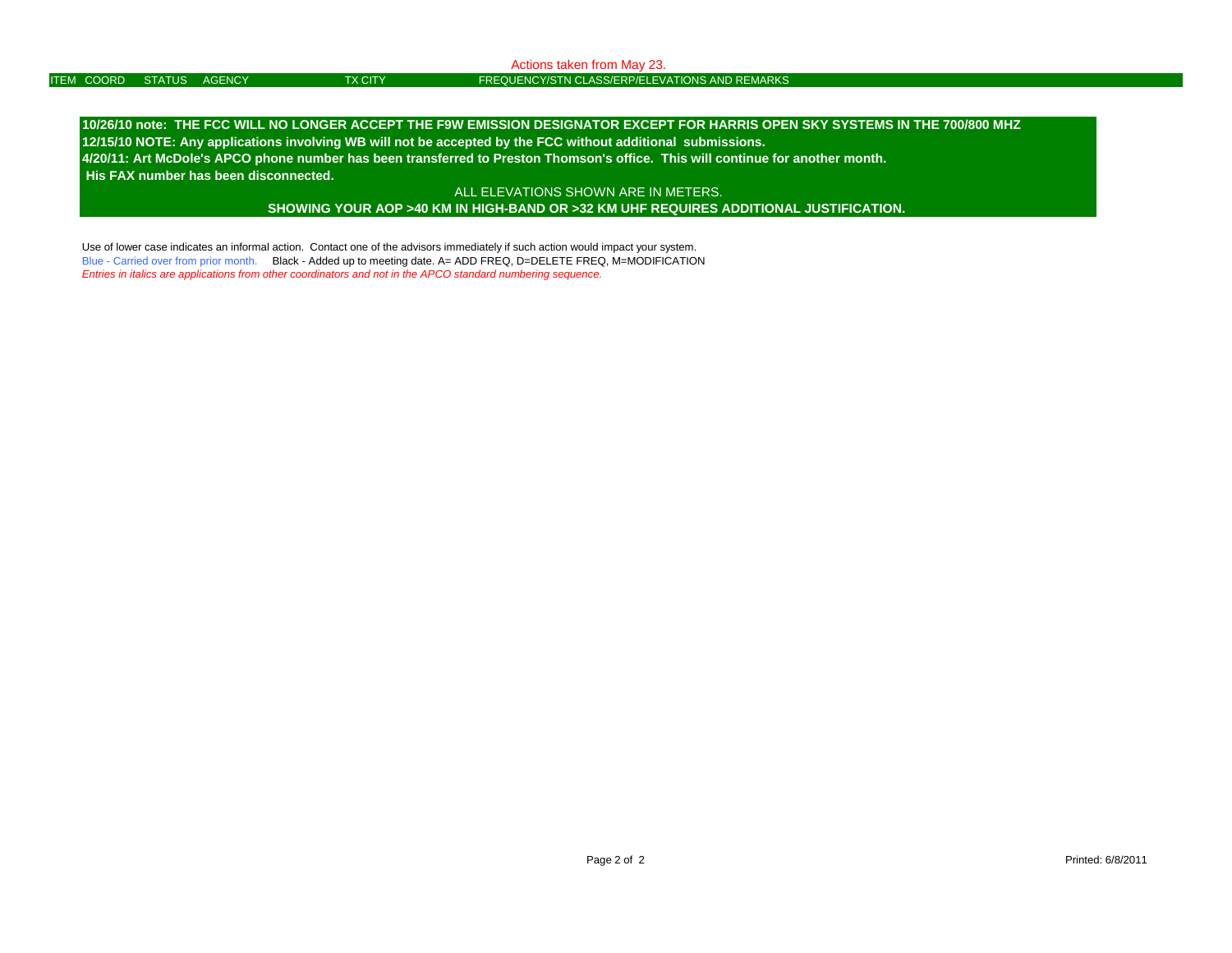Actions taken from May 23.

| ITEM | COORD | STATUS | AGENCY | TX CITY | FREQUENCY/STN CLASS/ERP/ELEVATIONS AND REMARKS |
|---|---|---|---|---|---|

**10/26/10 note: THE FCC WILL NO LONGER ACCEPT THE F9W EMISSION DESIGNATOR EXCEPT FOR HARRIS OPEN SKY SYSTEMS IN THE 700/800 MHZ**

**12/15/10 NOTE: Any applications involving WB will not be accepted by the FCC without additional submissions.**

**4/20/11: Art McDole's APCO phone number has been transferred to Preston Thomson's office. This will continue for another month. His FAX number has been disconnected.**

ALL ELEVATIONS SHOWN ARE IN METERS.

**SHOWING YOUR AOP >40 KM IN HIGH-BAND OR >32 KM UHF REQUIRES ADDITIONAL JUSTIFICATION.**

Use of lower case indicates an informal action. Contact one of the advisors immediately if such action would impact your system.

Blue - Carried over from prior month. Black - Added up to meeting date. A= ADD FREQ, D=DELETE FREQ, M=MODIFICATION

*Entries in italics are applications from other coordinators and not in the APCO standard numbering sequence.*

Printed: 6/8/2011